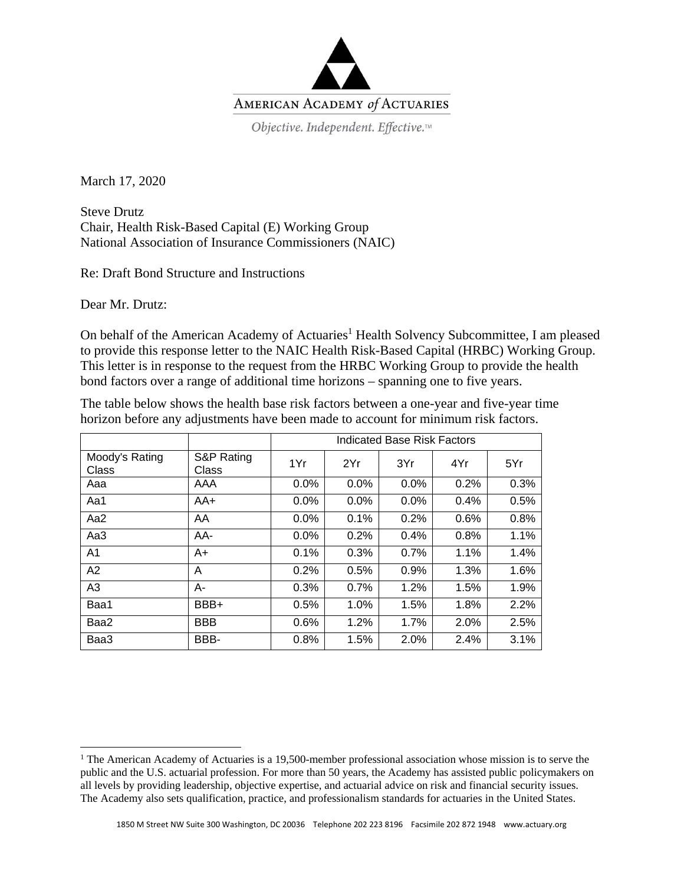American Academy *of* Actuaries

*Objective. Independent. Effective.*™

March 17, 2020

Steve Drutz
Chair, Health Risk-Based Capital (E) Working Group
National Association of Insurance Commissioners (NAIC)

Re: Draft Bond Structure and Instructions

Dear Mr. Drutz:

On behalf of the American Academy of Actuaries[1] Health Solvency Subcommittee, I am pleased to provide this response letter to the NAIC Health Risk-Based Capital (HRBC) Working Group. This letter is in response to the request from the HRBC Working Group to provide the health bond factors over a range of additional time horizons – spanning one to five years.

The table below shows the health base risk factors between a one-year and five-year time horizon before any adjustments have been made to account for minimum risk factors.

| | | Indicated Base Risk Factors | | | | |
|---|---|---|---|---|---|---|
| Moody's Rating Class | S&P Rating Class | 1Yr | 2Yr | 3Yr | 4Yr | 5Yr |
| Aaa | AAA | 0.0% | 0.0% | 0.0% | 0.2% | 0.3% |
| Aa1 | AA+ | 0.0% | 0.0% | 0.0% | 0.4% | 0.5% |
| Aa2 | AA | 0.0% | 0.1% | 0.2% | 0.6% | 0.8% |
| Aa3 | AA- | 0.0% | 0.2% | 0.4% | 0.8% | 1.1% |
| A1 | A+ | 0.1% | 0.3% | 0.7% | 1.1% | 1.4% |
| A2 | A | 0.2% | 0.5% | 0.9% | 1.3% | 1.6% |
| A3 | A- | 0.3% | 0.7% | 1.2% | 1.5% | 1.9% |
| Baa1 | BBB+ | 0.5% | 1.0% | 1.5% | 1.8% | 2.2% |
| Baa2 | BBB | 0.6% | 1.2% | 1.7% | 2.0% | 2.5% |
| Baa3 | BBB- | 0.8% | 1.5% | 2.0% | 2.4% | 3.1% |

[1] The American Academy of Actuaries is a 19,500-member professional association whose mission is to serve the public and the U.S. actuarial profession. For more than 50 years, the Academy has assisted public policymakers on all levels by providing leadership, objective expertise, and actuarial advice on risk and financial security issues. The Academy also sets qualification, practice, and professionalism standards for actuaries in the United States.

1850 M Street NW Suite 300 Washington, DC 20036 Telephone 202 223 8196 Facsimile 202 872 1948 www.actuary.org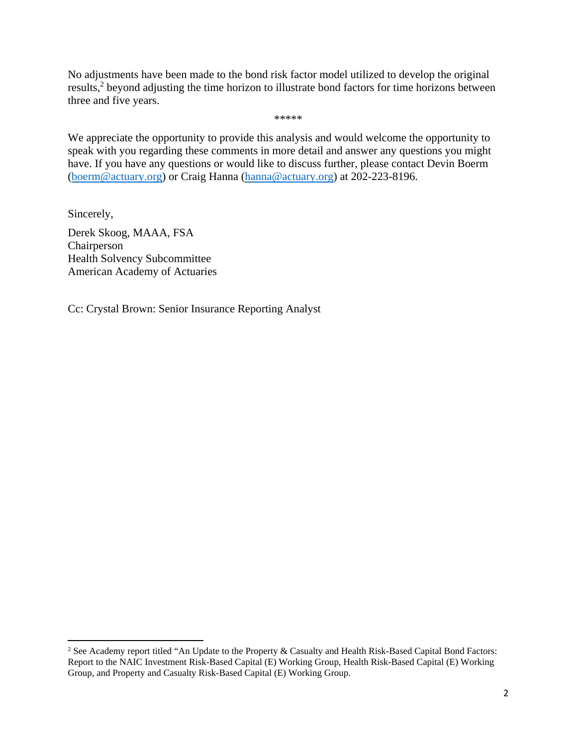No adjustments have been made to the bond risk factor model utilized to develop the original results,[2] beyond adjusting the time horizon to illustrate bond factors for time horizons between three and five years.

*****

We appreciate the opportunity to provide this analysis and would welcome the opportunity to speak with you regarding these comments in more detail and answer any questions you might have. If you have any questions or would like to discuss further, please contact Devin Boerm (boerm@actuary.org) or Craig Hanna (hanna@actuary.org) at 202-223-8196.

Sincerely,

Derek Skoog, MAAA, FSA
Chairperson
Health Solvency Subcommittee
American Academy of Actuaries

Cc: Crystal Brown: Senior Insurance Reporting Analyst

---

[2] See Academy report titled "An Update to the Property & Casualty and Health Risk-Based Capital Bond Factors: Report to the NAIC Investment Risk-Based Capital (E) Working Group, Health Risk-Based Capital (E) Working Group, and Property and Casualty Risk-Based Capital (E) Working Group.